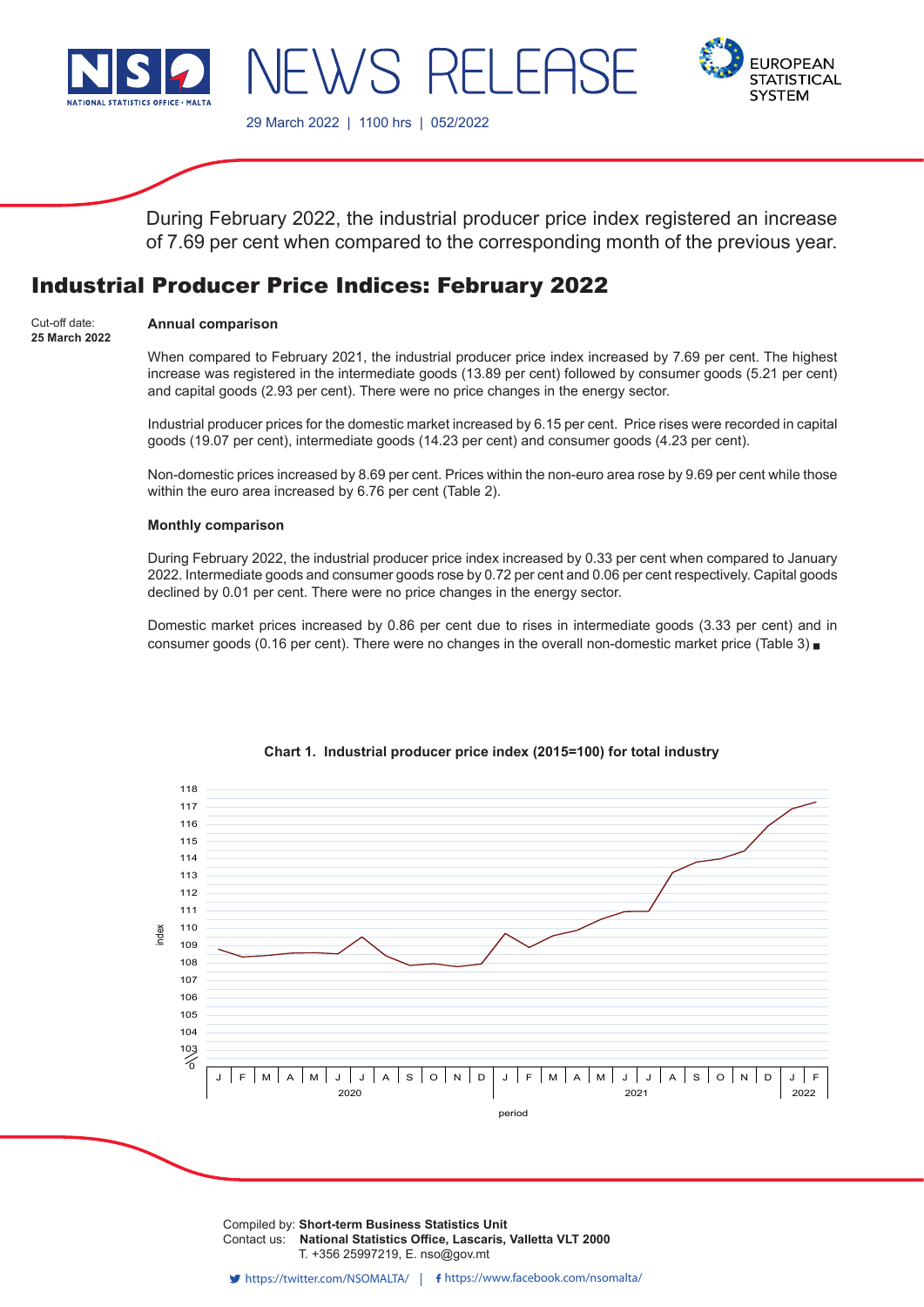# NEWS RELEASE

29 March 2022 | 1100 hrs | 052/2022

During February 2022, the industrial producer price index registered an increase of 7.69 per cent when compared to the corresponding month of the previous year.

## Industrial Producer Price Indices: February 2022

Cut-off date:
**25 March 2022**

**Annual comparison**

When compared to February 2021, the industrial producer price index increased by 7.69 per cent. The highest increase was registered in the intermediate goods (13.89 per cent) followed by consumer goods (5.21 per cent) and capital goods (2.93 per cent). There were no price changes in the energy sector.

Industrial producer prices for the domestic market increased by 6.15 per cent. Price rises were recorded in capital goods (19.07 per cent), intermediate goods (14.23 per cent) and consumer goods (4.23 per cent).

Non-domestic prices increased by 8.69 per cent. Prices within the non-euro area rose by 9.69 per cent while those within the euro area increased by 6.76 per cent (Table 2).

**Monthly comparison**

During February 2022, the industrial producer price index increased by 0.33 per cent when compared to January 2022. Intermediate goods and consumer goods rose by 0.72 per cent and 0.06 per cent respectively. Capital goods declined by 0.01 per cent. There were no price changes in the energy sector.

Domestic market prices increased by 0.86 per cent due to rises in intermediate goods (3.33 per cent) and in consumer goods (0.16 per cent). There were no changes in the overall non-domestic market price (Table 3) ■

**Chart 1. Industrial producer price index (2015=100) for total industry**

Compiled by: **Short-term Business Statistics Unit**
Contact us: **National Statistics Office, Lascaris, Valletta VLT 2000**
T. +356 25997219, E. nso@gov.mt

https://twitter.com/NSOMALTA/ | https://www.facebook.com/nsomalta/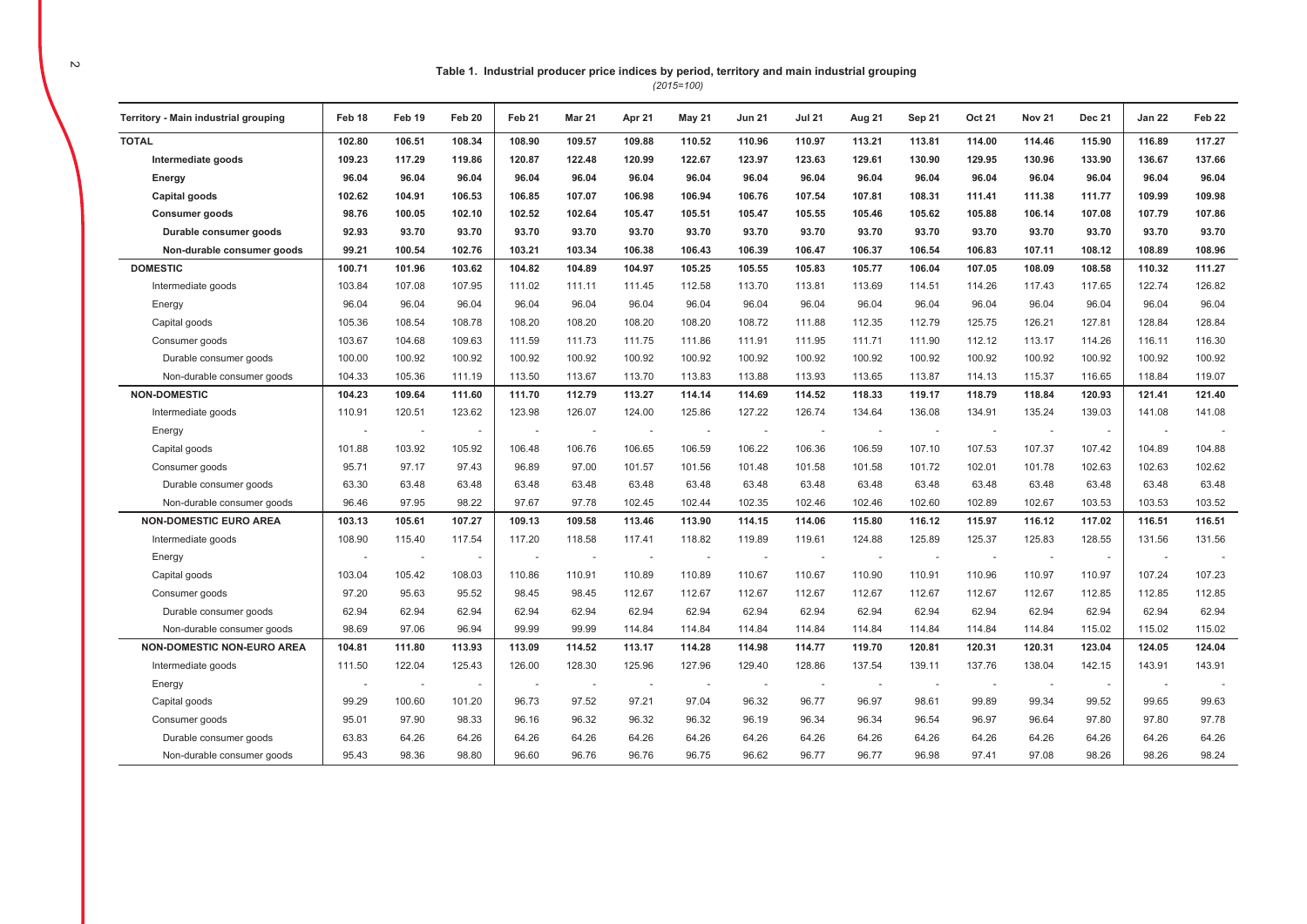**Table 1. Industrial producer price indices by period, territory and main industrial grouping**

*(2015=100)*

| Territory - Main industrial grouping | Feb 18 | Feb 19 | Feb 20 | Feb 21 | Mar 21 | Apr 21 | May 21 | Jun 21 | Jul 21 | Aug 21 | Sep 21 | Oct 21 | Nov 21 | Dec 21 | Jan 22 | Feb 22 |
|---|---|---|---|---|---|---|---|---|---|---|---|---|---|---|---|---|
| **TOTAL** | **102.80** | **106.51** | **108.34** | **108.90** | **109.57** | **109.88** | **110.52** | **110.96** | **110.97** | **113.21** | **113.81** | **114.00** | **114.46** | **115.90** | **116.89** | **117.27** |
| **Intermediate goods** | **109.23** | **117.29** | **119.86** | **120.87** | **122.48** | **120.99** | **122.67** | **123.97** | **123.63** | **129.61** | **130.90** | **129.95** | **130.96** | **133.90** | **136.67** | **137.66** |
| **Energy** | **96.04** | **96.04** | **96.04** | **96.04** | **96.04** | **96.04** | **96.04** | **96.04** | **96.04** | **96.04** | **96.04** | **96.04** | **96.04** | **96.04** | **96.04** | **96.04** |
| **Capital goods** | **102.62** | **104.91** | **106.53** | **106.85** | **107.07** | **106.98** | **106.94** | **106.76** | **107.54** | **107.81** | **108.31** | **111.41** | **111.38** | **111.77** | **109.99** | **109.98** |
| **Consumer goods** | **98.76** | **100.05** | **102.10** | **102.52** | **102.64** | **105.47** | **105.51** | **105.47** | **105.55** | **105.46** | **105.62** | **105.88** | **106.14** | **107.08** | **107.79** | **107.86** |
| **Durable consumer goods** | **92.93** | **93.70** | **93.70** | **93.70** | **93.70** | **93.70** | **93.70** | **93.70** | **93.70** | **93.70** | **93.70** | **93.70** | **93.70** | **93.70** | **93.70** | **93.70** |
| **Non-durable consumer goods** | **99.21** | **100.54** | **102.76** | **103.21** | **103.34** | **106.38** | **106.43** | **106.39** | **106.47** | **106.37** | **106.54** | **106.83** | **107.11** | **108.12** | **108.89** | **108.96** |
| **DOMESTIC** | **100.71** | **101.96** | **103.62** | **104.82** | **104.89** | **104.97** | **105.25** | **105.55** | **105.83** | **105.77** | **106.04** | **107.05** | **108.09** | **108.58** | **110.32** | **111.27** |
| Intermediate goods | 103.84 | 107.08 | 107.95 | 111.02 | 111.11 | 111.45 | 112.58 | 113.70 | 113.81 | 113.69 | 114.51 | 114.26 | 117.43 | 117.65 | 122.74 | 126.82 |
| Energy | 96.04 | 96.04 | 96.04 | 96.04 | 96.04 | 96.04 | 96.04 | 96.04 | 96.04 | 96.04 | 96.04 | 96.04 | 96.04 | 96.04 | 96.04 | 96.04 |
| Capital goods | 105.36 | 108.54 | 108.78 | 108.20 | 108.20 | 108.20 | 108.20 | 108.72 | 111.88 | 112.35 | 112.79 | 125.75 | 126.21 | 127.81 | 128.84 | 128.84 |
| Consumer goods | 103.67 | 104.68 | 109.63 | 111.59 | 111.73 | 111.75 | 111.86 | 111.91 | 111.95 | 111.71 | 111.90 | 112.12 | 113.17 | 114.26 | 116.11 | 116.30 |
| Durable consumer goods | 100.00 | 100.92 | 100.92 | 100.92 | 100.92 | 100.92 | 100.92 | 100.92 | 100.92 | 100.92 | 100.92 | 100.92 | 100.92 | 100.92 | 100.92 | 100.92 |
| Non-durable consumer goods | 104.33 | 105.36 | 111.19 | 113.50 | 113.67 | 113.70 | 113.83 | 113.88 | 113.93 | 113.65 | 113.87 | 114.13 | 115.37 | 116.65 | 118.84 | 119.07 |
| **NON-DOMESTIC** | **104.23** | **109.64** | **111.60** | **111.70** | **112.79** | **113.27** | **114.14** | **114.69** | **114.52** | **118.33** | **119.17** | **118.79** | **118.84** | **120.93** | **121.41** | **121.40** |
| Intermediate goods | 110.91 | 120.51 | 123.62 | 123.98 | 126.07 | 124.00 | 125.86 | 127.22 | 126.74 | 134.64 | 136.08 | 134.91 | 135.24 | 139.03 | 141.08 | 141.08 |
| Energy | - | - | - | - | - | - | - | - | - | - | - | - | - | - | - | - |
| Capital goods | 101.88 | 103.92 | 105.92 | 106.48 | 106.76 | 106.65 | 106.59 | 106.22 | 106.36 | 106.59 | 107.10 | 107.53 | 107.37 | 107.42 | 104.89 | 104.88 |
| Consumer goods | 95.71 | 97.17 | 97.43 | 96.89 | 97.00 | 101.57 | 101.56 | 101.48 | 101.58 | 101.58 | 101.72 | 102.01 | 101.78 | 102.63 | 102.63 | 102.62 |
| Durable consumer goods | 63.30 | 63.48 | 63.48 | 63.48 | 63.48 | 63.48 | 63.48 | 63.48 | 63.48 | 63.48 | 63.48 | 63.48 | 63.48 | 63.48 | 63.48 | 63.48 |
| Non-durable consumer goods | 96.46 | 97.95 | 98.22 | 97.67 | 97.78 | 102.45 | 102.44 | 102.35 | 102.46 | 102.46 | 102.60 | 102.89 | 102.67 | 103.53 | 103.53 | 103.52 |
| **NON-DOMESTIC EURO AREA** | **103.13** | **105.61** | **107.27** | **109.13** | **109.58** | **113.46** | **113.90** | **114.15** | **114.06** | **115.80** | **116.12** | **115.97** | **116.12** | **117.02** | **116.51** | **116.51** |
| Intermediate goods | 108.90 | 115.40 | 117.54 | 117.20 | 118.58 | 117.41 | 118.82 | 119.89 | 119.61 | 124.88 | 125.89 | 125.37 | 125.83 | 128.55 | 131.56 | 131.56 |
| Energy | - | - | - | - | - | - | - | - | - | - | - | - | - | - | - | - |
| Capital goods | 103.04 | 105.42 | 108.03 | 110.86 | 110.91 | 110.89 | 110.89 | 110.67 | 110.67 | 110.90 | 110.91 | 110.96 | 110.97 | 110.97 | 107.24 | 107.23 |
| Consumer goods | 97.20 | 95.63 | 95.52 | 98.45 | 98.45 | 112.67 | 112.67 | 112.67 | 112.67 | 112.67 | 112.67 | 112.67 | 112.67 | 112.85 | 112.85 | 112.85 |
| Durable consumer goods | 62.94 | 62.94 | 62.94 | 62.94 | 62.94 | 62.94 | 62.94 | 62.94 | 62.94 | 62.94 | 62.94 | 62.94 | 62.94 | 62.94 | 62.94 | 62.94 |
| Non-durable consumer goods | 98.69 | 97.06 | 96.94 | 99.99 | 99.99 | 114.84 | 114.84 | 114.84 | 114.84 | 114.84 | 114.84 | 114.84 | 114.84 | 115.02 | 115.02 | 115.02 |
| **NON-DOMESTIC NON-EURO AREA** | **104.81** | **111.80** | **113.93** | **113.09** | **114.52** | **113.17** | **114.28** | **114.98** | **114.77** | **119.70** | **120.81** | **120.31** | **120.31** | **123.04** | **124.05** | **124.04** |
| Intermediate goods | 111.50 | 122.04 | 125.43 | 126.00 | 128.30 | 125.96 | 127.96 | 129.40 | 128.86 | 137.54 | 139.11 | 137.76 | 138.04 | 142.15 | 143.91 | 143.91 |
| Energy | - | - | - | - | - | - | - | - | - | - | - | - | - | - | - | - |
| Capital goods | 99.29 | 100.60 | 101.20 | 96.73 | 97.52 | 97.21 | 97.04 | 96.32 | 96.77 | 96.97 | 98.61 | 99.89 | 99.34 | 99.52 | 99.65 | 99.63 |
| Consumer goods | 95.01 | 97.90 | 98.33 | 96.16 | 96.32 | 96.32 | 96.32 | 96.19 | 96.34 | 96.34 | 96.54 | 96.97 | 96.64 | 97.80 | 97.80 | 97.78 |
| Durable consumer goods | 63.83 | 64.26 | 64.26 | 64.26 | 64.26 | 64.26 | 64.26 | 64.26 | 64.26 | 64.26 | 64.26 | 64.26 | 64.26 | 64.26 | 64.26 | 64.26 |
| Non-durable consumer goods | 95.43 | 98.36 | 98.80 | 96.60 | 96.76 | 96.76 | 96.75 | 96.62 | 96.77 | 96.77 | 96.98 | 97.41 | 97.08 | 98.26 | 98.26 | 98.24 |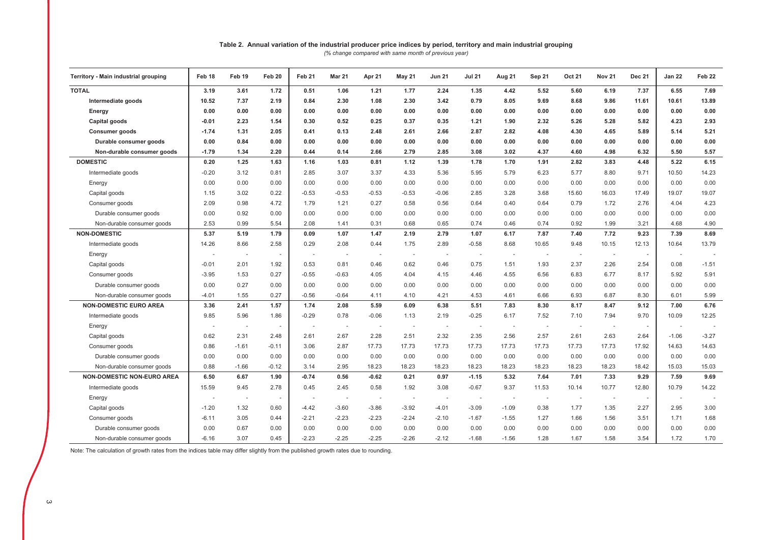**Table 2. Annual variation of the industrial producer price indices by period, territory and main industrial grouping**

*(% change compared with same month of previous year)*

| Territory - Main industrial grouping | Feb 18 | Feb 19 | Feb 20 | Feb 21 | Mar 21 | Apr 21 | May 21 | Jun 21 | Jul 21 | Aug 21 | Sep 21 | Oct 21 | Nov 21 | Dec 21 | Jan 22 | Feb 22 |
|---|---|---|---|---|---|---|---|---|---|---|---|---|---|---|---|---|
| **TOTAL** | **3.19** | **3.61** | **1.72** | **0.51** | **1.06** | **1.21** | **1.77** | **2.24** | **1.35** | **4.42** | **5.52** | **5.60** | **6.19** | **7.37** | **6.55** | **7.69** |
| **Intermediate goods** | **10.52** | **7.37** | **2.19** | **0.84** | **2.30** | **1.08** | **2.30** | **3.42** | **0.79** | **8.05** | **9.69** | **8.68** | **9.86** | **11.61** | **10.61** | **13.89** |
| **Energy** | **0.00** | **0.00** | **0.00** | **0.00** | **0.00** | **0.00** | **0.00** | **0.00** | **0.00** | **0.00** | **0.00** | **0.00** | **0.00** | **0.00** | **0.00** | **0.00** |
| **Capital goods** | **-0.01** | **2.23** | **1.54** | **0.30** | **0.52** | **0.25** | **0.37** | **0.35** | **1.21** | **1.90** | **2.32** | **5.26** | **5.28** | **5.82** | **4.23** | **2.93** |
| **Consumer goods** | **-1.74** | **1.31** | **2.05** | **0.41** | **0.13** | **2.48** | **2.61** | **2.66** | **2.87** | **2.82** | **4.08** | **4.30** | **4.65** | **5.89** | **5.14** | **5.21** |
| **Durable consumer goods** | **0.00** | **0.84** | **0.00** | **0.00** | **0.00** | **0.00** | **0.00** | **0.00** | **0.00** | **0.00** | **0.00** | **0.00** | **0.00** | **0.00** | **0.00** | **0.00** |
| **Non-durable consumer goods** | **-1.79** | **1.34** | **2.20** | **0.44** | **0.14** | **2.66** | **2.79** | **2.85** | **3.08** | **3.02** | **4.37** | **4.60** | **4.98** | **6.32** | **5.50** | **5.57** |
| **DOMESTIC** | **0.20** | **1.25** | **1.63** | **1.16** | **1.03** | **0.81** | **1.12** | **1.39** | **1.78** | **1.70** | **1.91** | **2.82** | **3.83** | **4.48** | **5.22** | **6.15** |
| Intermediate goods | -0.20 | 3.12 | 0.81 | 2.85 | 3.07 | 3.37 | 4.33 | 5.36 | 5.95 | 5.79 | 6.23 | 5.77 | 8.80 | 9.71 | 10.50 | 14.23 |
| Energy | 0.00 | 0.00 | 0.00 | 0.00 | 0.00 | 0.00 | 0.00 | 0.00 | 0.00 | 0.00 | 0.00 | 0.00 | 0.00 | 0.00 | 0.00 | 0.00 |
| Capital goods | 1.15 | 3.02 | 0.22 | -0.53 | -0.53 | -0.53 | -0.53 | -0.06 | 2.85 | 3.28 | 3.68 | 15.60 | 16.03 | 17.49 | 19.07 | 19.07 |
| Consumer goods | 2.09 | 0.98 | 4.72 | 1.79 | 1.21 | 0.27 | 0.58 | 0.56 | 0.64 | 0.40 | 0.64 | 0.79 | 1.72 | 2.76 | 4.04 | 4.23 |
| Durable consumer goods | 0.00 | 0.92 | 0.00 | 0.00 | 0.00 | 0.00 | 0.00 | 0.00 | 0.00 | 0.00 | 0.00 | 0.00 | 0.00 | 0.00 | 0.00 | 0.00 |
| Non-durable consumer goods | 2.53 | 0.99 | 5.54 | 2.08 | 1.41 | 0.31 | 0.68 | 0.65 | 0.74 | 0.46 | 0.74 | 0.92 | 1.99 | 3.21 | 4.68 | 4.90 |
| **NON-DOMESTIC** | **5.37** | **5.19** | **1.79** | **0.09** | **1.07** | **1.47** | **2.19** | **2.79** | **1.07** | **6.17** | **7.87** | **7.40** | **7.72** | **9.23** | **7.39** | **8.69** |
| Intermediate goods | 14.26 | 8.66 | 2.58 | 0.29 | 2.08 | 0.44 | 1.75 | 2.89 | -0.58 | 8.68 | 10.65 | 9.48 | 10.15 | 12.13 | 10.64 | 13.79 |
| Energy | - | - | - | - | - | - | - | - | - | - | - | - | - | - | - | - |
| Capital goods | -0.01 | 2.01 | 1.92 | 0.53 | 0.81 | 0.46 | 0.62 | 0.46 | 0.75 | 1.51 | 1.93 | 2.37 | 2.26 | 2.54 | 0.08 | -1.51 |
| Consumer goods | -3.95 | 1.53 | 0.27 | -0.55 | -0.63 | 4.05 | 4.04 | 4.15 | 4.46 | 4.55 | 6.56 | 6.83 | 6.77 | 8.17 | 5.92 | 5.91 |
| Durable consumer goods | 0.00 | 0.27 | 0.00 | 0.00 | 0.00 | 0.00 | 0.00 | 0.00 | 0.00 | 0.00 | 0.00 | 0.00 | 0.00 | 0.00 | 0.00 | 0.00 |
| Non-durable consumer goods | -4.01 | 1.55 | 0.27 | -0.56 | -0.64 | 4.11 | 4.10 | 4.21 | 4.53 | 4.61 | 6.66 | 6.93 | 6.87 | 8.30 | 6.01 | 5.99 |
| **NON-DOMESTIC EURO AREA** | **3.36** | **2.41** | **1.57** | **1.74** | **2.08** | **5.59** | **6.09** | **6.38** | **5.51** | **7.83** | **8.30** | **8.17** | **8.47** | **9.12** | **7.00** | **6.76** |
| Intermediate goods | 9.85 | 5.96 | 1.86 | -0.29 | 0.78 | -0.06 | 1.13 | 2.19 | -0.25 | 6.17 | 7.52 | 7.10 | 7.94 | 9.70 | 10.09 | 12.25 |
| Energy | - | - | - | - | - | - | - | - | - | - | - | - | - | - | - | - |
| Capital goods | 0.62 | 2.31 | 2.48 | 2.61 | 2.67 | 2.28 | 2.51 | 2.32 | 2.35 | 2.56 | 2.57 | 2.61 | 2.63 | 2.64 | -1.06 | -3.27 |
| Consumer goods | 0.86 | -1.61 | -0.11 | 3.06 | 2.87 | 17.73 | 17.73 | 17.73 | 17.73 | 17.73 | 17.73 | 17.73 | 17.73 | 17.92 | 14.63 | 14.63 |
| Durable consumer goods | 0.00 | 0.00 | 0.00 | 0.00 | 0.00 | 0.00 | 0.00 | 0.00 | 0.00 | 0.00 | 0.00 | 0.00 | 0.00 | 0.00 | 0.00 | 0.00 |
| Non-durable consumer goods | 0.88 | -1.66 | -0.12 | 3.14 | 2.95 | 18.23 | 18.23 | 18.23 | 18.23 | 18.23 | 18.23 | 18.23 | 18.23 | 18.42 | 15.03 | 15.03 |
| **NON-DOMESTIC NON-EURO AREA** | **6.50** | **6.67** | **1.90** | **-0.74** | **0.56** | **-0.62** | **0.21** | **0.97** | **-1.15** | **5.32** | **7.64** | **7.01** | **7.33** | **9.29** | **7.59** | **9.69** |
| Intermediate goods | 15.59 | 9.45 | 2.78 | 0.45 | 2.45 | 0.58 | 1.92 | 3.08 | -0.67 | 9.37 | 11.53 | 10.14 | 10.77 | 12.80 | 10.79 | 14.22 |
| Energy | - | - | - | - | - | - | - | - | - | - | - | - | - | - | - | - |
| Capital goods | -1.20 | 1.32 | 0.60 | -4.42 | -3.60 | -3.86 | -3.92 | -4.01 | -3.09 | -1.09 | 0.38 | 1.77 | 1.35 | 2.27 | 2.95 | 3.00 |
| Consumer goods | -6.11 | 3.05 | 0.44 | -2.21 | -2.23 | -2.23 | -2.24 | -2.10 | -1.67 | -1.55 | 1.27 | 1.66 | 1.56 | 3.51 | 1.71 | 1.68 |
| Durable consumer goods | 0.00 | 0.67 | 0.00 | 0.00 | 0.00 | 0.00 | 0.00 | 0.00 | 0.00 | 0.00 | 0.00 | 0.00 | 0.00 | 0.00 | 0.00 | 0.00 |
| Non-durable consumer goods | -6.16 | 3.07 | 0.45 | -2.23 | -2.25 | -2.25 | -2.26 | -2.12 | -1.68 | -1.56 | 1.28 | 1.67 | 1.58 | 3.54 | 1.72 | 1.70 |

Note: The calculation of growth rates from the indices table may differ slightly from the published growth rates due to rounding.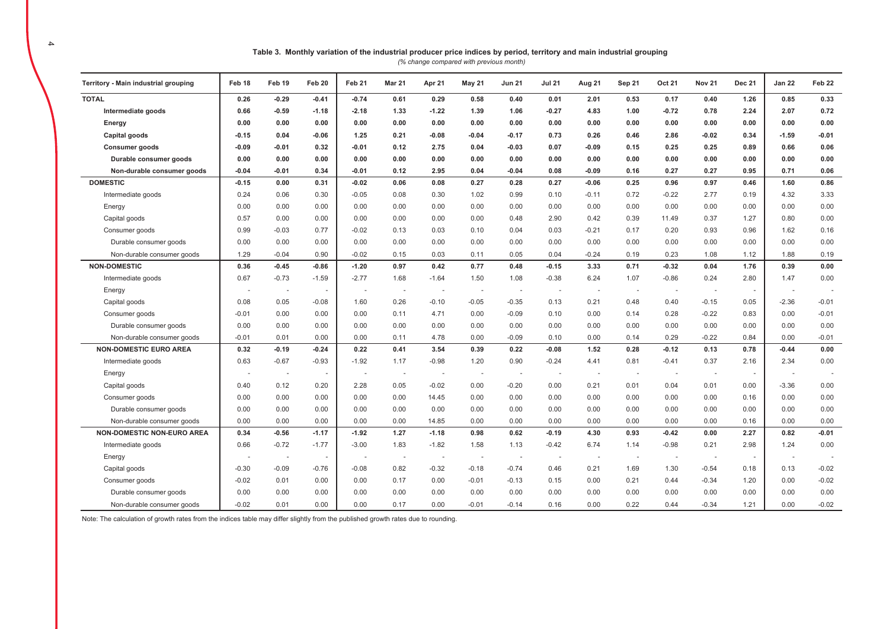**Table 3. Monthly variation of the industrial producer price indices by period, territory and main industrial grouping**

*(% change compared with previous month)*

| Territory - Main industrial grouping | Feb 18 | Feb 19 | Feb 20 | Feb 21 | Mar 21 | Apr 21 | May 21 | Jun 21 | Jul 21 | Aug 21 | Sep 21 | Oct 21 | Nov 21 | Dec 21 | Jan 22 | Feb 22 |
|---|---|---|---|---|---|---|---|---|---|---|---|---|---|---|---|---|
| **TOTAL** | **0.26** | **-0.29** | **-0.41** | **-0.74** | **0.61** | **0.29** | **0.58** | **0.40** | **0.01** | **2.01** | **0.53** | **0.17** | **0.40** | **1.26** | **0.85** | **0.33** |
| **Intermediate goods** | **0.66** | **-0.59** | **-1.18** | **-2.18** | **1.33** | **-1.22** | **1.39** | **1.06** | **-0.27** | **4.83** | **1.00** | **-0.72** | **0.78** | **2.24** | **2.07** | **0.72** |
| **Energy** | **0.00** | **0.00** | **0.00** | **0.00** | **0.00** | **0.00** | **0.00** | **0.00** | **0.00** | **0.00** | **0.00** | **0.00** | **0.00** | **0.00** | **0.00** | **0.00** |
| **Capital goods** | **-0.15** | **0.04** | **-0.06** | **1.25** | **0.21** | **-0.08** | **-0.04** | **-0.17** | **0.73** | **0.26** | **0.46** | **2.86** | **-0.02** | **0.34** | **-1.59** | **-0.01** |
| **Consumer goods** | **-0.09** | **-0.01** | **0.32** | **-0.01** | **0.12** | **2.75** | **0.04** | **-0.03** | **0.07** | **-0.09** | **0.15** | **0.25** | **0.25** | **0.89** | **0.66** | **0.06** |
| **Durable consumer goods** | **0.00** | **0.00** | **0.00** | **0.00** | **0.00** | **0.00** | **0.00** | **0.00** | **0.00** | **0.00** | **0.00** | **0.00** | **0.00** | **0.00** | **0.00** | **0.00** |
| **Non-durable consumer goods** | **-0.04** | **-0.01** | **0.34** | **-0.01** | **0.12** | **2.95** | **0.04** | **-0.04** | **0.08** | **-0.09** | **0.16** | **0.27** | **0.27** | **0.95** | **0.71** | **0.06** |
| **DOMESTIC** | **-0.15** | **0.00** | **0.31** | **-0.02** | **0.06** | **0.08** | **0.27** | **0.28** | **0.27** | **-0.06** | **0.25** | **0.96** | **0.97** | **0.46** | **1.60** | **0.86** |
| Intermediate goods | 0.24 | 0.06 | 0.30 | -0.05 | 0.08 | 0.30 | 1.02 | 0.99 | 0.10 | -0.11 | 0.72 | -0.22 | 2.77 | 0.19 | 4.32 | 3.33 |
| Energy | 0.00 | 0.00 | 0.00 | 0.00 | 0.00 | 0.00 | 0.00 | 0.00 | 0.00 | 0.00 | 0.00 | 0.00 | 0.00 | 0.00 | 0.00 | 0.00 |
| Capital goods | 0.57 | 0.00 | 0.00 | 0.00 | 0.00 | 0.00 | 0.00 | 0.48 | 2.90 | 0.42 | 0.39 | 11.49 | 0.37 | 1.27 | 0.80 | 0.00 |
| Consumer goods | 0.99 | -0.03 | 0.77 | -0.02 | 0.13 | 0.03 | 0.10 | 0.04 | 0.03 | -0.21 | 0.17 | 0.20 | 0.93 | 0.96 | 1.62 | 0.16 |
| Durable consumer goods | 0.00 | 0.00 | 0.00 | 0.00 | 0.00 | 0.00 | 0.00 | 0.00 | 0.00 | 0.00 | 0.00 | 0.00 | 0.00 | 0.00 | 0.00 | 0.00 |
| Non-durable consumer goods | 1.29 | -0.04 | 0.90 | -0.02 | 0.15 | 0.03 | 0.11 | 0.05 | 0.04 | -0.24 | 0.19 | 0.23 | 1.08 | 1.12 | 1.88 | 0.19 |
| **NON-DOMESTIC** | **0.36** | **-0.45** | **-0.86** | **-1.20** | **0.97** | **0.42** | **0.77** | **0.48** | **-0.15** | **3.33** | **0.71** | **-0.32** | **0.04** | **1.76** | **0.39** | **0.00** |
| Intermediate goods | 0.67 | -0.73 | -1.59 | -2.77 | 1.68 | -1.64 | 1.50 | 1.08 | -0.38 | 6.24 | 1.07 | -0.86 | 0.24 | 2.80 | 1.47 | 0.00 |
| Energy | - | - | - | - | - | - | - | - | - | - | - | - | - | - | - | - |
| Capital goods | 0.08 | 0.05 | -0.08 | 1.60 | 0.26 | -0.10 | -0.05 | -0.35 | 0.13 | 0.21 | 0.48 | 0.40 | -0.15 | 0.05 | -2.36 | -0.01 |
| Consumer goods | -0.01 | 0.00 | 0.00 | 0.00 | 0.11 | 4.71 | 0.00 | -0.09 | 0.10 | 0.00 | 0.14 | 0.28 | -0.22 | 0.83 | 0.00 | -0.01 |
| Durable consumer goods | 0.00 | 0.00 | 0.00 | 0.00 | 0.00 | 0.00 | 0.00 | 0.00 | 0.00 | 0.00 | 0.00 | 0.00 | 0.00 | 0.00 | 0.00 | 0.00 |
| Non-durable consumer goods | -0.01 | 0.01 | 0.00 | 0.00 | 0.11 | 4.78 | 0.00 | -0.09 | 0.10 | 0.00 | 0.14 | 0.29 | -0.22 | 0.84 | 0.00 | -0.01 |
| **NON-DOMESTIC EURO AREA** | **0.32** | **-0.19** | **-0.24** | **0.22** | **0.41** | **3.54** | **0.39** | **0.22** | **-0.08** | **1.52** | **0.28** | **-0.12** | **0.13** | **0.78** | **-0.44** | **0.00** |
| Intermediate goods | 0.63 | -0.67 | -0.93 | -1.92 | 1.17 | -0.98 | 1.20 | 0.90 | -0.24 | 4.41 | 0.81 | -0.41 | 0.37 | 2.16 | 2.34 | 0.00 |
| Energy | - | - | - | - | - | - | - | - | - | - | - | - | - | - | - | - |
| Capital goods | 0.40 | 0.12 | 0.20 | 2.28 | 0.05 | -0.02 | 0.00 | -0.20 | 0.00 | 0.21 | 0.01 | 0.04 | 0.01 | 0.00 | -3.36 | 0.00 |
| Consumer goods | 0.00 | 0.00 | 0.00 | 0.00 | 0.00 | 14.45 | 0.00 | 0.00 | 0.00 | 0.00 | 0.00 | 0.00 | 0.00 | 0.16 | 0.00 | 0.00 |
| Durable consumer goods | 0.00 | 0.00 | 0.00 | 0.00 | 0.00 | 0.00 | 0.00 | 0.00 | 0.00 | 0.00 | 0.00 | 0.00 | 0.00 | 0.00 | 0.00 | 0.00 |
| Non-durable consumer goods | 0.00 | 0.00 | 0.00 | 0.00 | 0.00 | 14.85 | 0.00 | 0.00 | 0.00 | 0.00 | 0.00 | 0.00 | 0.00 | 0.16 | 0.00 | 0.00 |
| **NON-DOMESTIC NON-EURO AREA** | **0.34** | **-0.56** | **-1.17** | **-1.92** | **1.27** | **-1.18** | **0.98** | **0.62** | **-0.19** | **4.30** | **0.93** | **-0.42** | **0.00** | **2.27** | **0.82** | **-0.01** |
| Intermediate goods | 0.66 | -0.72 | -1.77 | -3.00 | 1.83 | -1.82 | 1.58 | 1.13 | -0.42 | 6.74 | 1.14 | -0.98 | 0.21 | 2.98 | 1.24 | 0.00 |
| Energy | - | - | - | - | - | - | - | - | - | - | - | - | - | - | - | - |
| Capital goods | -0.30 | -0.09 | -0.76 | -0.08 | 0.82 | -0.32 | -0.18 | -0.74 | 0.46 | 0.21 | 1.69 | 1.30 | -0.54 | 0.18 | 0.13 | -0.02 |
| Consumer goods | -0.02 | 0.01 | 0.00 | 0.00 | 0.17 | 0.00 | -0.01 | -0.13 | 0.15 | 0.00 | 0.21 | 0.44 | -0.34 | 1.20 | 0.00 | -0.02 |
| Durable consumer goods | 0.00 | 0.00 | 0.00 | 0.00 | 0.00 | 0.00 | 0.00 | 0.00 | 0.00 | 0.00 | 0.00 | 0.00 | 0.00 | 0.00 | 0.00 | 0.00 |
| Non-durable consumer goods | -0.02 | 0.01 | 0.00 | 0.00 | 0.17 | 0.00 | -0.01 | -0.14 | 0.16 | 0.00 | 0.22 | 0.44 | -0.34 | 1.21 | 0.00 | -0.02 |

Note: The calculation of growth rates from the indices table may differ slightly from the published growth rates due to rounding.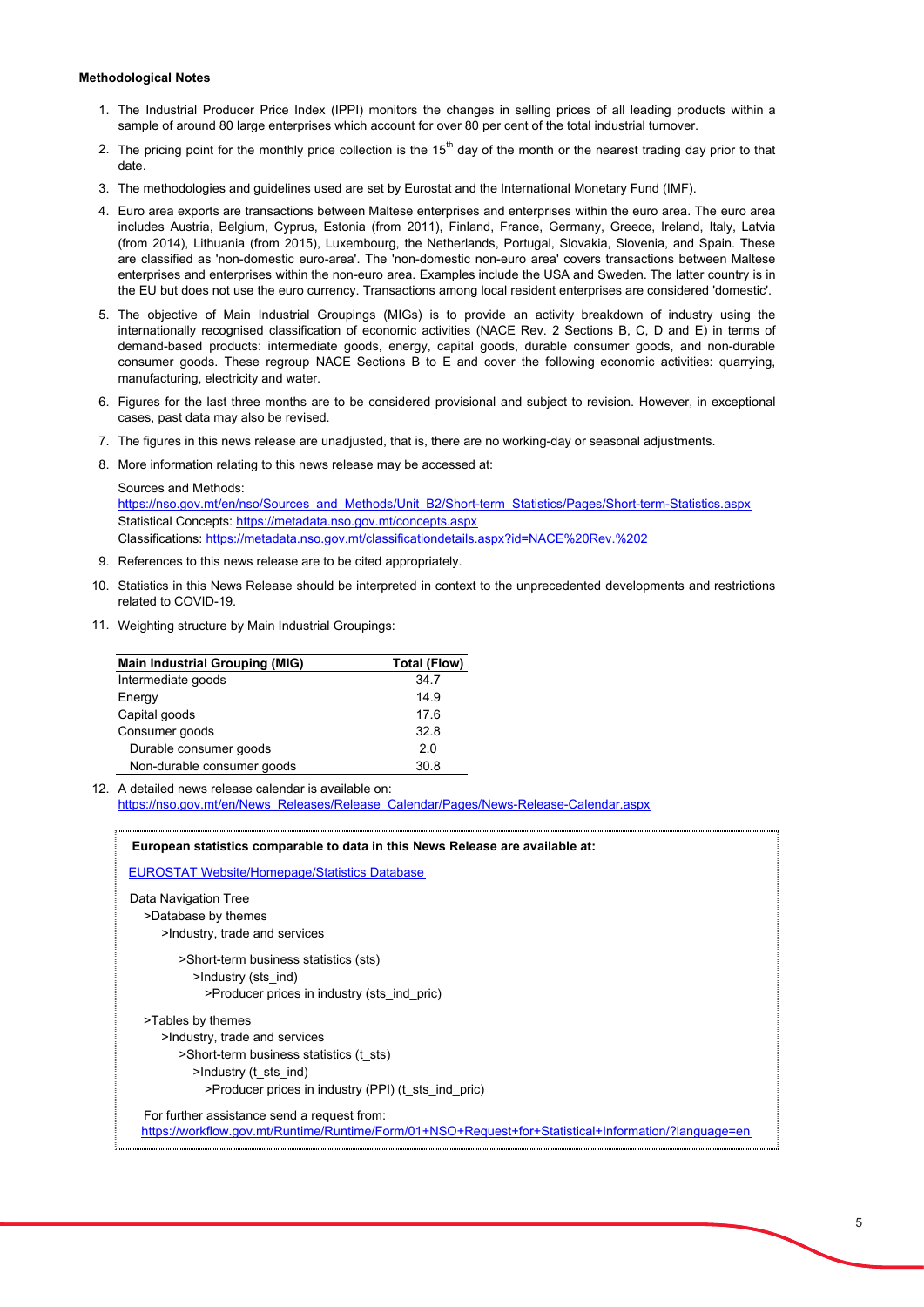**Methodological Notes**

1. The Industrial Producer Price Index (IPPI) monitors the changes in selling prices of all leading products within a sample of around 80 large enterprises which account for over 80 per cent of the total industrial turnover.

2. The pricing point for the monthly price collection is the 15th day of the month or the nearest trading day prior to that date.

3. The methodologies and guidelines used are set by Eurostat and the International Monetary Fund (IMF).

4. Euro area exports are transactions between Maltese enterprises and enterprises within the euro area. The euro area includes Austria, Belgium, Cyprus, Estonia (from 2011), Finland, France, Germany, Greece, Ireland, Italy, Latvia (from 2014), Lithuania (from 2015), Luxembourg, the Netherlands, Portugal, Slovakia, Slovenia, and Spain. These are classified as 'non-domestic euro-area'. The 'non-domestic non-euro area' covers transactions between Maltese enterprises and enterprises within the non-euro area. Examples include the USA and Sweden. The latter country is in the EU but does not use the euro currency. Transactions among local resident enterprises are considered 'domestic'.

5. The objective of Main Industrial Groupings (MIGs) is to provide an activity breakdown of industry using the internationally recognised classification of economic activities (NACE Rev. 2 Sections B, C, D and E) in terms of demand-based products: intermediate goods, energy, capital goods, durable consumer goods, and non-durable consumer goods. These regroup NACE Sections B to E and cover the following economic activities: quarrying, manufacturing, electricity and water.

6. Figures for the last three months are to be considered provisional and subject to revision. However, in exceptional cases, past data may also be revised.

7. The figures in this news release are unadjusted, that is, there are no working-day or seasonal adjustments.

8. More information relating to this news release may be accessed at:

   Sources and Methods:
   https://nso.gov.mt/en/nso/Sources_and_Methods/Unit_B2/Short-term_Statistics/Pages/Short-term-Statistics.aspx
   Statistical Concepts: https://metadata.nso.gov.mt/concepts.aspx
   Classifications: https://metadata.nso.gov.mt/classificationdetails.aspx?id=NACE%20Rev.%202

9. References to this news release are to be cited appropriately.

10. Statistics in this News Release should be interpreted in context to the unprecedented developments and restrictions related to COVID-19.

11. Weighting structure by Main Industrial Groupings:

| Main Industrial Grouping (MIG) | Total (Flow) |
|---|---|
| Intermediate goods | 34.7 |
| Energy | 14.9 |
| Capital goods | 17.6 |
| Consumer goods | 32.8 |
| Durable consumer goods | 2.0 |
| Non-durable consumer goods | 30.8 |

12. A detailed news release calendar is available on:
    https://nso.gov.mt/en/News_Releases/Release_Calendar/Pages/News-Release-Calendar.aspx

**European statistics comparable to data in this News Release are available at:**

EUROSTAT Website/Homepage/Statistics Database

Data Navigation Tree
- >Database by themes
  - >Industry, trade and services
    - >Short-term business statistics (sts)
      - >Industry (sts_ind)
        - >Producer prices in industry (sts_ind_pric)
- >Tables by themes
  - >Industry, trade and services
    - >Short-term business statistics (t_sts)
      - >Industry (t_sts_ind)
        - >Producer prices in industry (PPI) (t_sts_ind_pric)

For further assistance send a request from:
https://workflow.gov.mt/Runtime/Runtime/Form/01+NSO+Request+for+Statistical+Information/?language=en